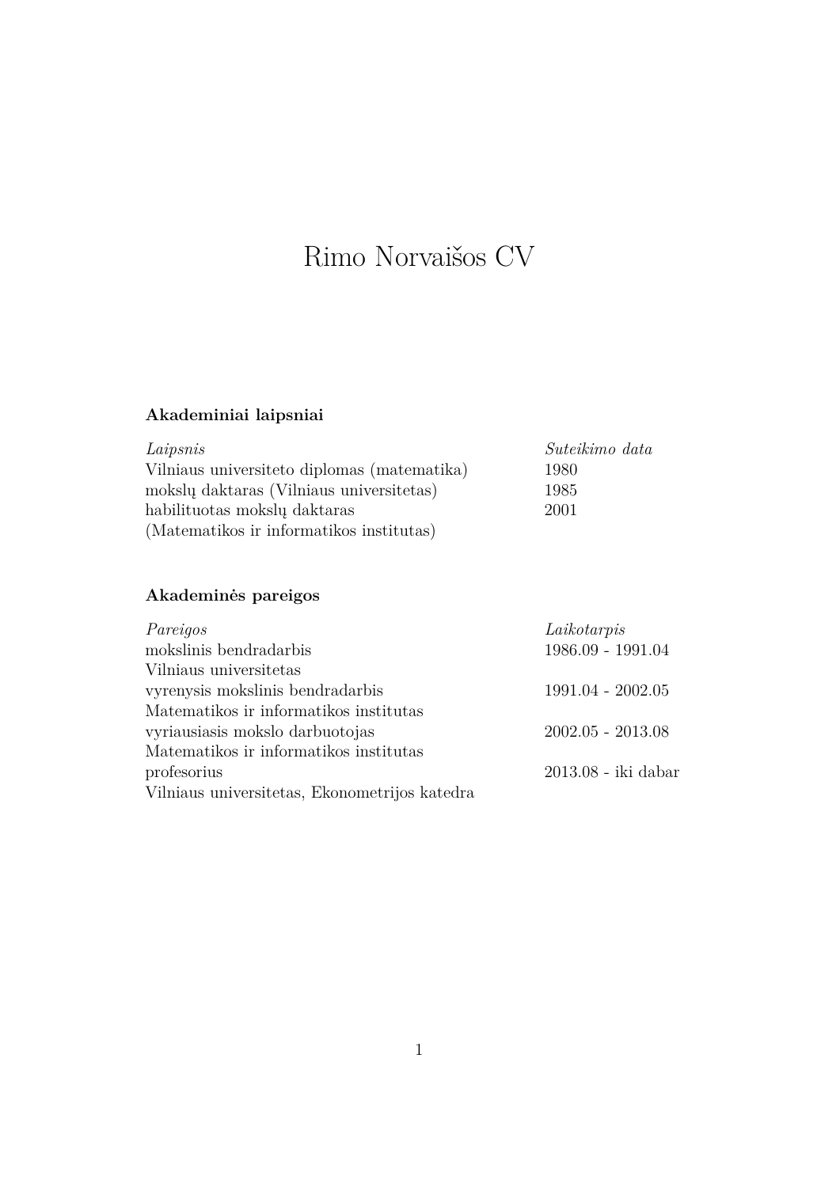# Rimo Norvaišos CV

## Akademiniai laipsniai

| *Laipsnis* | *Suteikimo data* |
|---|---|
| Vilniaus universiteto diplomas (matematika) | 1980 |
| mokslų daktaras (Vilniaus universitetas) | 1985 |
| habilituotas mokslų daktaras (Matematikos ir informatikos institutas) | 2001 |

## Akademinės pareigos

| *Pareigos* | *Laikotarpis* |
|---|---|
| mokslinis bendradarbis Vilniaus universitetas | 1986.09 - 1991.04 |
| vyrenysis mokslinis bendradarbis Matematikos ir informatikos institutas | 1991.04 - 2002.05 |
| vyriausiasis mokslo darbuotojas Matematikos ir informatikos institutas | 2002.05 - 2013.08 |
| profesorius Vilniaus universitetas, Ekonometrijos katedra | 2013.08 - iki dabar |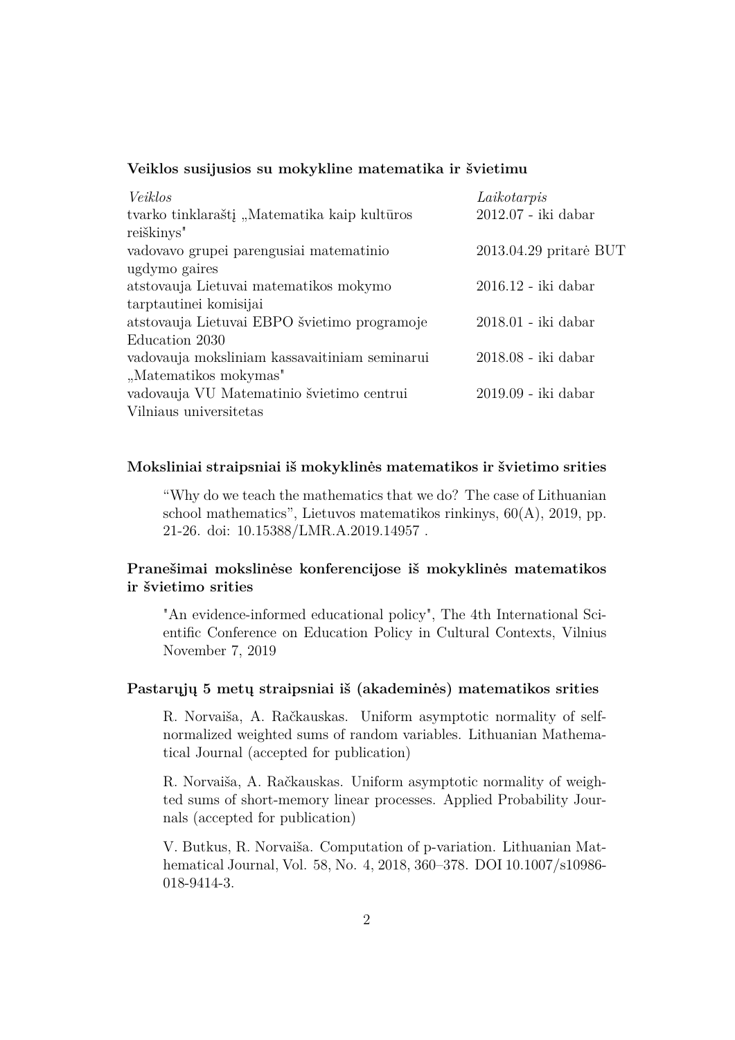**Veiklos susijusios su mokykline matematika ir švietimu**

| *Veiklos* | *Laikotarpis* |
|---|---|
| tvarko tinklaraštį „Matematika kaip kultūros reiškinys" | 2012.07 - iki dabar |
| vadovavo grupei parengusiai matematinio ugdymo gaires | 2013.04.29 pritarė BUT |
| atstovauja Lietuvai matematikos mokymo tarptautinei komisijai | 2016.12 - iki dabar |
| atstovauja Lietuvai EBPO švietimo programoje Education 2030 | 2018.01 - iki dabar |
| vadovauja moksliniam kassavaitiniam seminarui „Matematikos mokymas" | 2018.08 - iki dabar |
| vadovauja VU Matematinio švietimo centrui Vilniaus universitetas | 2019.09 - iki dabar |

**Moksliniai straipsniai iš mokyklinės matematikos ir švietimo srities**

"Why do we teach the mathematics that we do? The case of Lithuanian school mathematics", Lietuvos matematikos rinkinys, 60(A), 2019, pp. 21-26. doi: 10.15388/LMR.A.2019.14957 .

**Pranešimai mokslinėse konferencijose iš mokyklinės matematikos ir švietimo srities**

"An evidence-informed educational policy", The 4th International Scientific Conference on Education Policy in Cultural Contexts, Vilnius November 7, 2019

**Pastarųjų 5 metų straipsniai iš (akademinės) matematikos srities**

R. Norvaiša, A. Račkauskas. Uniform asymptotic normality of self-normalized weighted sums of random variables. Lithuanian Mathematical Journal (accepted for publication)

R. Norvaiša, A. Račkauskas. Uniform asymptotic normality of weighted sums of short-memory linear processes. Applied Probability Journals (accepted for publication)

V. Butkus, R. Norvaiša. Computation of p-variation. Lithuanian Mathematical Journal, Vol. 58, No. 4, 2018, 360–378. DOI 10.1007/s10986-018-9414-3.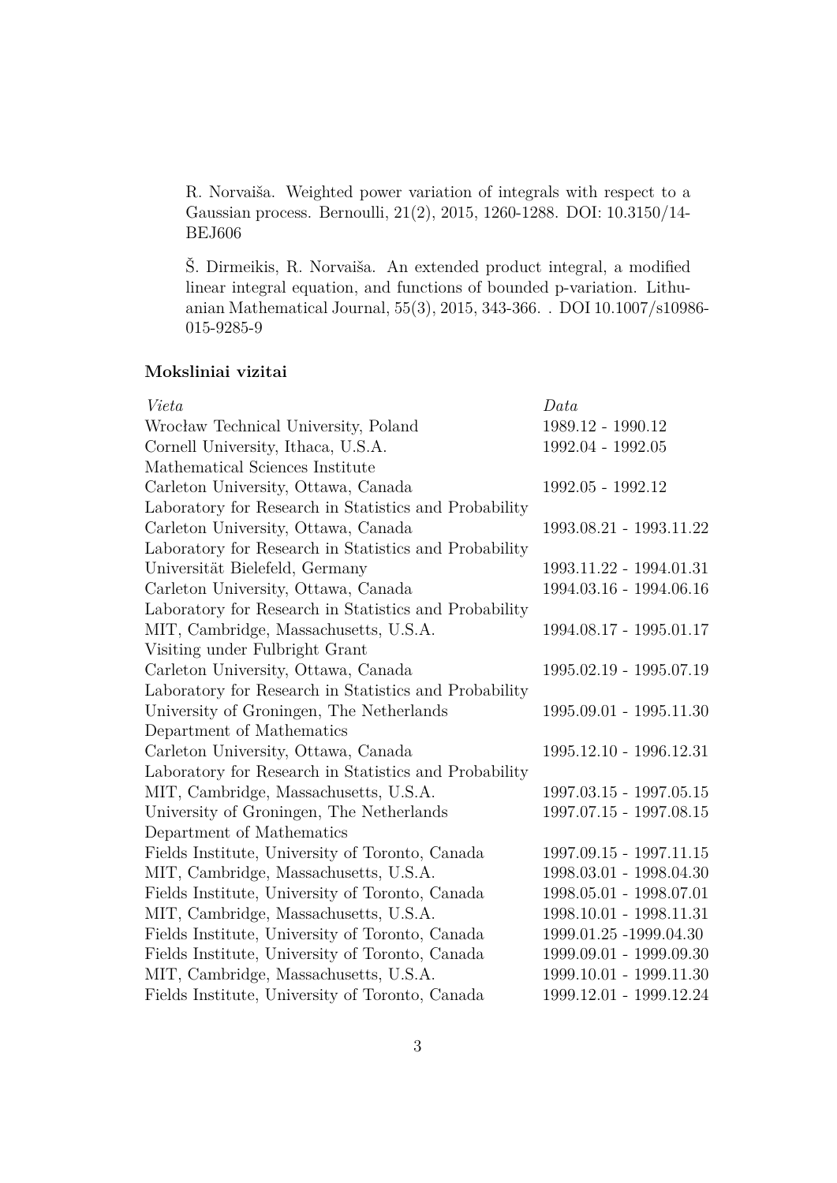R. Norvaiša. Weighted power variation of integrals with respect to a Gaussian process. Bernoulli, 21(2), 2015, 1260-1288. DOI: 10.3150/14-BEJ606

Š. Dirmeikis, R. Norvaiša. An extended product integral, a modified linear integral equation, and functions of bounded p-variation. Lithuanian Mathematical Journal, 55(3), 2015, 343-366. . DOI 10.1007/s10986-015-9285-9

### Moksliniai vizitai

| *Vieta* | *Data* |
|---|---|
| Wrocław Technical University, Poland | 1989.12 - 1990.12 |
| Cornell University, Ithaca, U.S.A. Mathematical Sciences Institute | 1992.04 - 1992.05 |
| Carleton University, Ottawa, Canada Laboratory for Research in Statistics and Probability | 1992.05 - 1992.12 |
| Carleton University, Ottawa, Canada Laboratory for Research in Statistics and Probability | 1993.08.21 - 1993.11.22 |
| Universität Bielefeld, Germany | 1993.11.22 - 1994.01.31 |
| Carleton University, Ottawa, Canada Laboratory for Research in Statistics and Probability | 1994.03.16 - 1994.06.16 |
| MIT, Cambridge, Massachusetts, U.S.A. Visiting under Fulbright Grant | 1994.08.17 - 1995.01.17 |
| Carleton University, Ottawa, Canada Laboratory for Research in Statistics and Probability | 1995.02.19 - 1995.07.19 |
| University of Groningen, The Netherlands Department of Mathematics | 1995.09.01 - 1995.11.30 |
| Carleton University, Ottawa, Canada Laboratory for Research in Statistics and Probability | 1995.12.10 - 1996.12.31 |
| MIT, Cambridge, Massachusetts, U.S.A. | 1997.03.15 - 1997.05.15 |
| University of Groningen, The Netherlands Department of Mathematics | 1997.07.15 - 1997.08.15 |
| Fields Institute, University of Toronto, Canada | 1997.09.15 - 1997.11.15 |
| MIT, Cambridge, Massachusetts, U.S.A. | 1998.03.01 - 1998.04.30 |
| Fields Institute, University of Toronto, Canada | 1998.05.01 - 1998.07.01 |
| MIT, Cambridge, Massachusetts, U.S.A. | 1998.10.01 - 1998.11.31 |
| Fields Institute, University of Toronto, Canada | 1999.01.25 -1999.04.30 |
| Fields Institute, University of Toronto, Canada | 1999.09.01 - 1999.09.30 |
| MIT, Cambridge, Massachusetts, U.S.A. | 1999.10.01 - 1999.11.30 |
| Fields Institute, University of Toronto, Canada | 1999.12.01 - 1999.12.24 |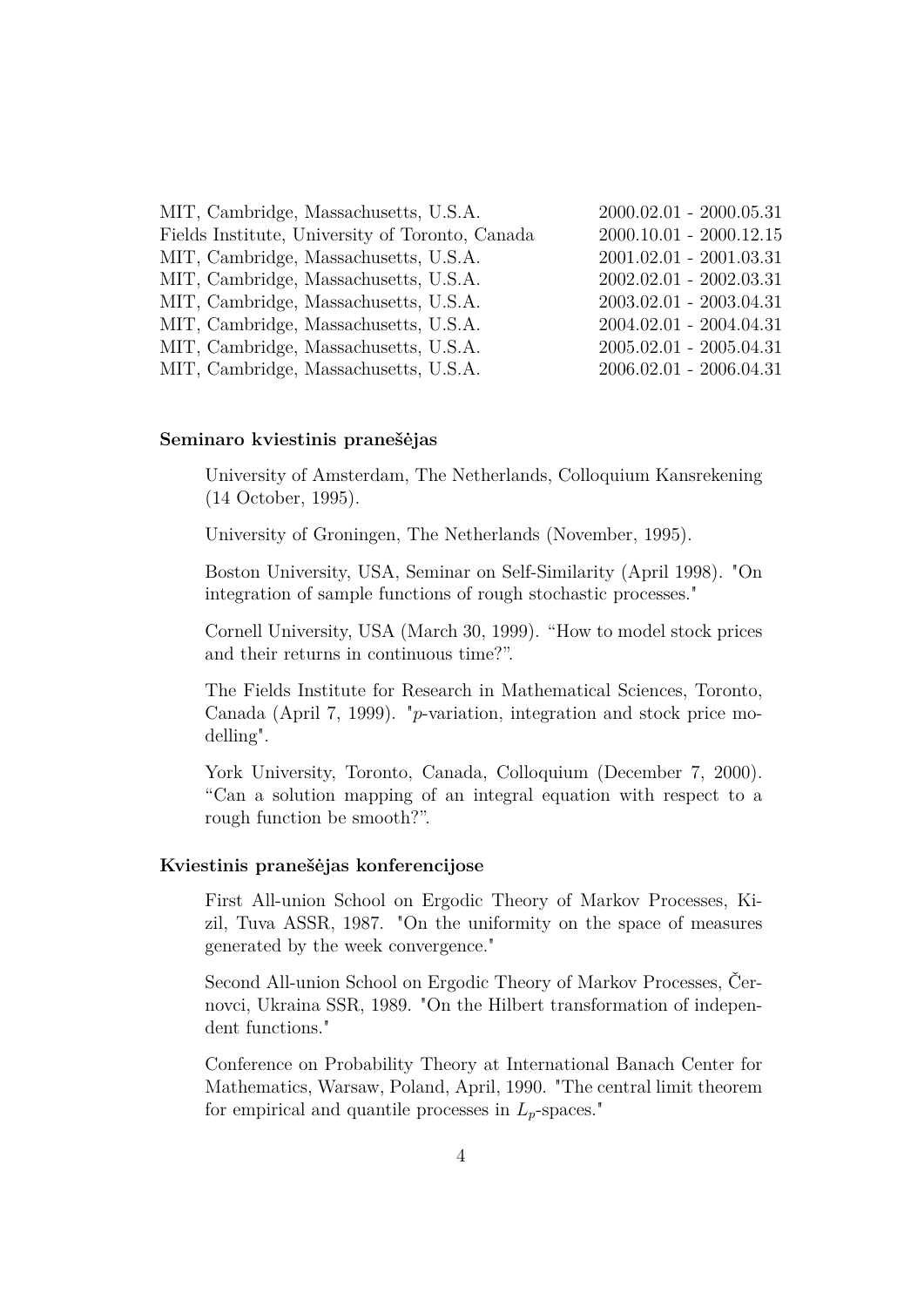| | |
|---|---|
| MIT, Cambridge, Massachusetts, U.S.A. | 2000.02.01 - 2000.05.31 |
| Fields Institute, University of Toronto, Canada | 2000.10.01 - 2000.12.15 |
| MIT, Cambridge, Massachusetts, U.S.A. | 2001.02.01 - 2001.03.31 |
| MIT, Cambridge, Massachusetts, U.S.A. | 2002.02.01 - 2002.03.31 |
| MIT, Cambridge, Massachusetts, U.S.A. | 2003.02.01 - 2003.04.31 |
| MIT, Cambridge, Massachusetts, U.S.A. | 2004.02.01 - 2004.04.31 |
| MIT, Cambridge, Massachusetts, U.S.A. | 2005.02.01 - 2005.04.31 |
| MIT, Cambridge, Massachusetts, U.S.A. | 2006.02.01 - 2006.04.31 |

**Seminaro kviestinis pranešėjas**

University of Amsterdam, The Netherlands, Colloquium Kansrekening (14 October, 1995).

University of Groningen, The Netherlands (November, 1995).

Boston University, USA, Seminar on Self-Similarity (April 1998). "On integration of sample functions of rough stochastic processes."

Cornell University, USA (March 30, 1999). "How to model stock prices and their returns in continuous time?".

The Fields Institute for Research in Mathematical Sciences, Toronto, Canada (April 7, 1999). "$p$-variation, integration and stock price modelling".

York University, Toronto, Canada, Colloquium (December 7, 2000). "Can a solution mapping of an integral equation with respect to a rough function be smooth?".

**Kviestinis pranešėjas konferencijose**

First All-union School on Ergodic Theory of Markov Processes, Kizil, Tuva ASSR, 1987. "On the uniformity on the space of measures generated by the week convergence."

Second All-union School on Ergodic Theory of Markov Processes, Černovci, Ukraina SSR, 1989. "On the Hilbert transformation of independent functions."

Conference on Probability Theory at International Banach Center for Mathematics, Warsaw, Poland, April, 1990. "The central limit theorem for empirical and quantile processes in $L_p$-spaces."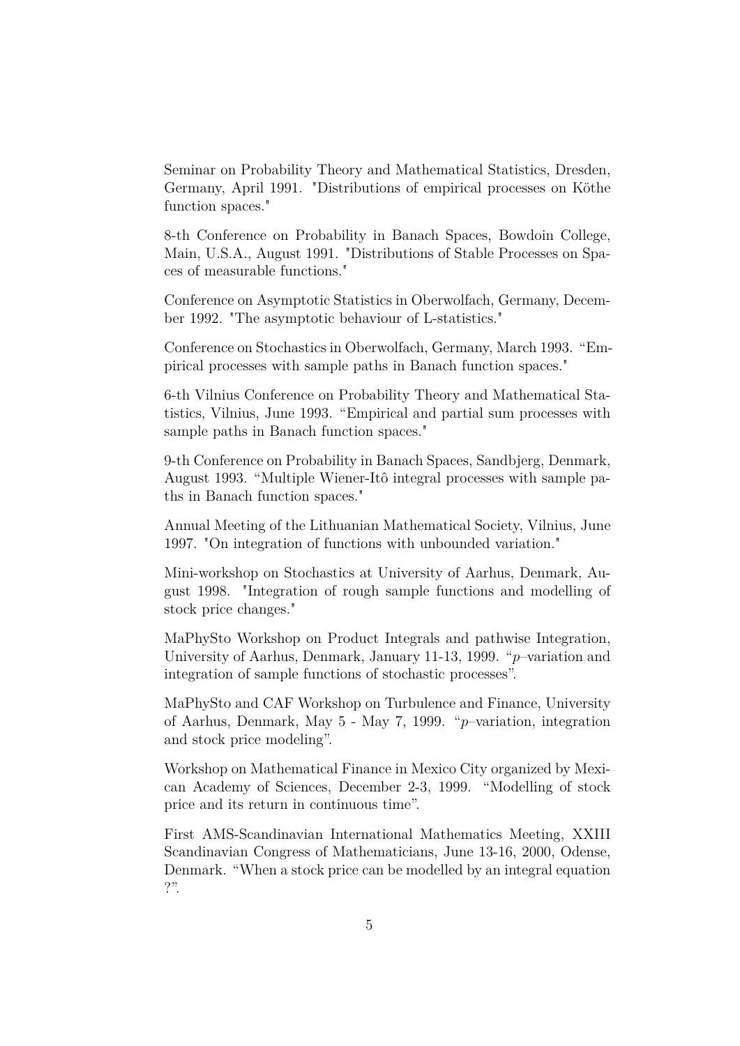Seminar on Probability Theory and Mathematical Statistics, Dresden, Germany, April 1991. "Distributions of empirical processes on Köthe function spaces."

8-th Conference on Probability in Banach Spaces, Bowdoin College, Main, U.S.A., August 1991. "Distributions of Stable Processes on Spaces of measurable functions."

Conference on Asymptotic Statistics in Oberwolfach, Germany, December 1992. "The asymptotic behaviour of L-statistics."

Conference on Stochastics in Oberwolfach, Germany, March 1993. "Empirical processes with sample paths in Banach function spaces."

6-th Vilnius Conference on Probability Theory and Mathematical Statistics, Vilnius, June 1993. "Empirical and partial sum processes with sample paths in Banach function spaces."

9-th Conference on Probability in Banach Spaces, Sandbjerg, Denmark, August 1993. "Multiple Wiener-Itô integral processes with sample paths in Banach function spaces."

Annual Meeting of the Lithuanian Mathematical Society, Vilnius, June 1997. "On integration of functions with unbounded variation."

Mini-workshop on Stochastics at University of Aarhus, Denmark, August 1998. "Integration of rough sample functions and modelling of stock price changes."

MaPhySto Workshop on Product Integrals and pathwise Integration, University of Aarhus, Denmark, January 11-13, 1999. "$p$–variation and integration of sample functions of stochastic processes".

MaPhySto and CAF Workshop on Turbulence and Finance, University of Aarhus, Denmark, May 5 - May 7, 1999. "$p$–variation, integration and stock price modeling".

Workshop on Mathematical Finance in Mexico City organized by Mexican Academy of Sciences, December 2-3, 1999. "Modelling of stock price and its return in continuous time".

First AMS-Scandinavian International Mathematics Meeting, XXIII Scandinavian Congress of Mathematicians, June 13-16, 2000, Odense, Denmark. "When a stock price can be modelled by an integral equation ?".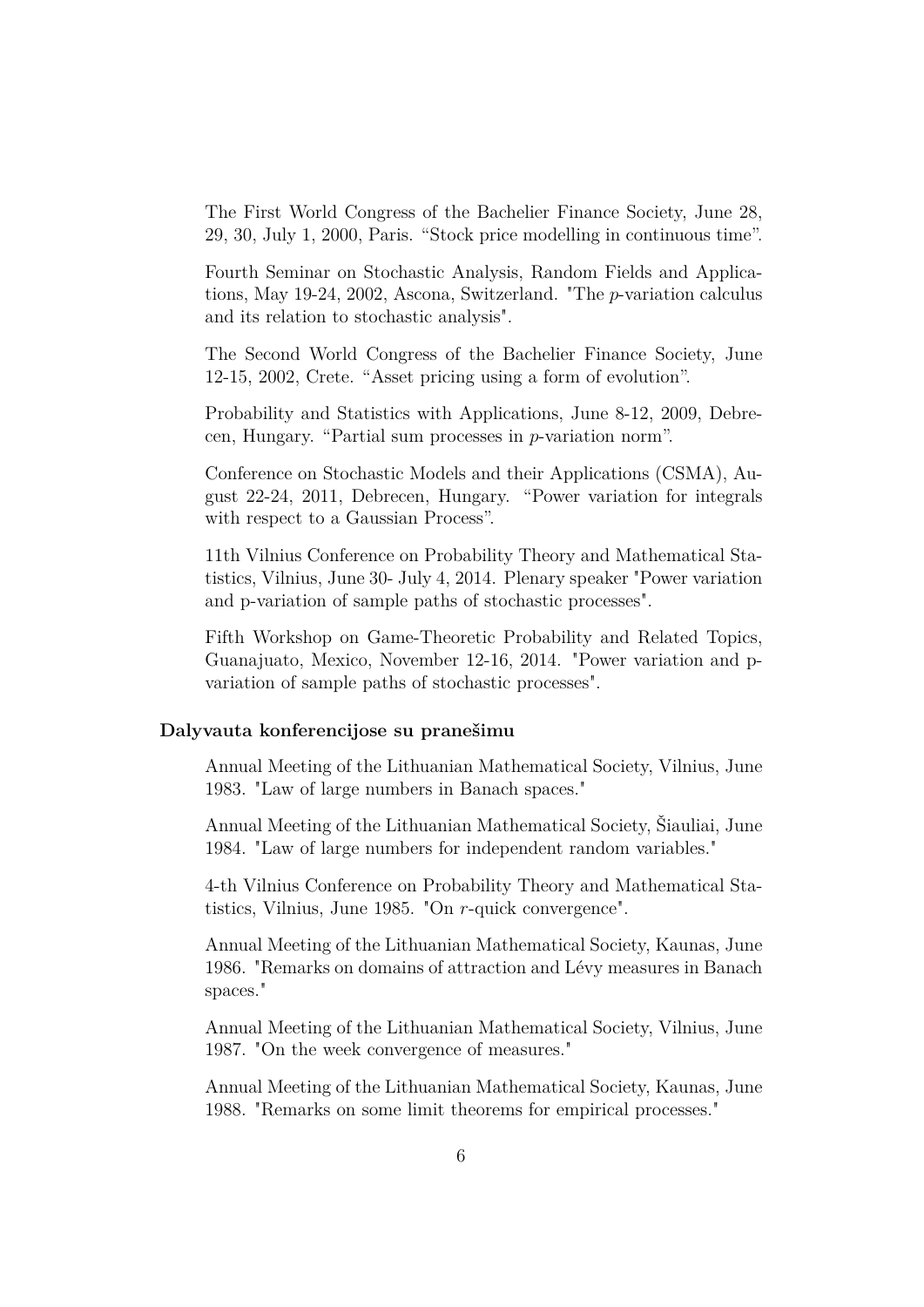The First World Congress of the Bachelier Finance Society, June 28, 29, 30, July 1, 2000, Paris. "Stock price modelling in continuous time".

Fourth Seminar on Stochastic Analysis, Random Fields and Applications, May 19-24, 2002, Ascona, Switzerland. "The $p$-variation calculus and its relation to stochastic analysis".

The Second World Congress of the Bachelier Finance Society, June 12-15, 2002, Crete. "Asset pricing using a form of evolution".

Probability and Statistics with Applications, June 8-12, 2009, Debrecen, Hungary. "Partial sum processes in $p$-variation norm".

Conference on Stochastic Models and their Applications (CSMA), August 22-24, 2011, Debrecen, Hungary. "Power variation for integrals with respect to a Gaussian Process".

11th Vilnius Conference on Probability Theory and Mathematical Statistics, Vilnius, June 30- July 4, 2014. Plenary speaker "Power variation and p-variation of sample paths of stochastic processes".

Fifth Workshop on Game-Theoretic Probability and Related Topics, Guanajuato, Mexico, November 12-16, 2014. "Power variation and p-variation of sample paths of stochastic processes".

**Dalyvauta konferencijose su pranešimu**

Annual Meeting of the Lithuanian Mathematical Society, Vilnius, June 1983. "Law of large numbers in Banach spaces."

Annual Meeting of the Lithuanian Mathematical Society, Šiauliai, June 1984. "Law of large numbers for independent random variables."

4-th Vilnius Conference on Probability Theory and Mathematical Statistics, Vilnius, June 1985. "On $r$-quick convergence".

Annual Meeting of the Lithuanian Mathematical Society, Kaunas, June 1986. "Remarks on domains of attraction and Lévy measures in Banach spaces."

Annual Meeting of the Lithuanian Mathematical Society, Vilnius, June 1987. "On the week convergence of measures."

Annual Meeting of the Lithuanian Mathematical Society, Kaunas, June 1988. "Remarks on some limit theorems for empirical processes."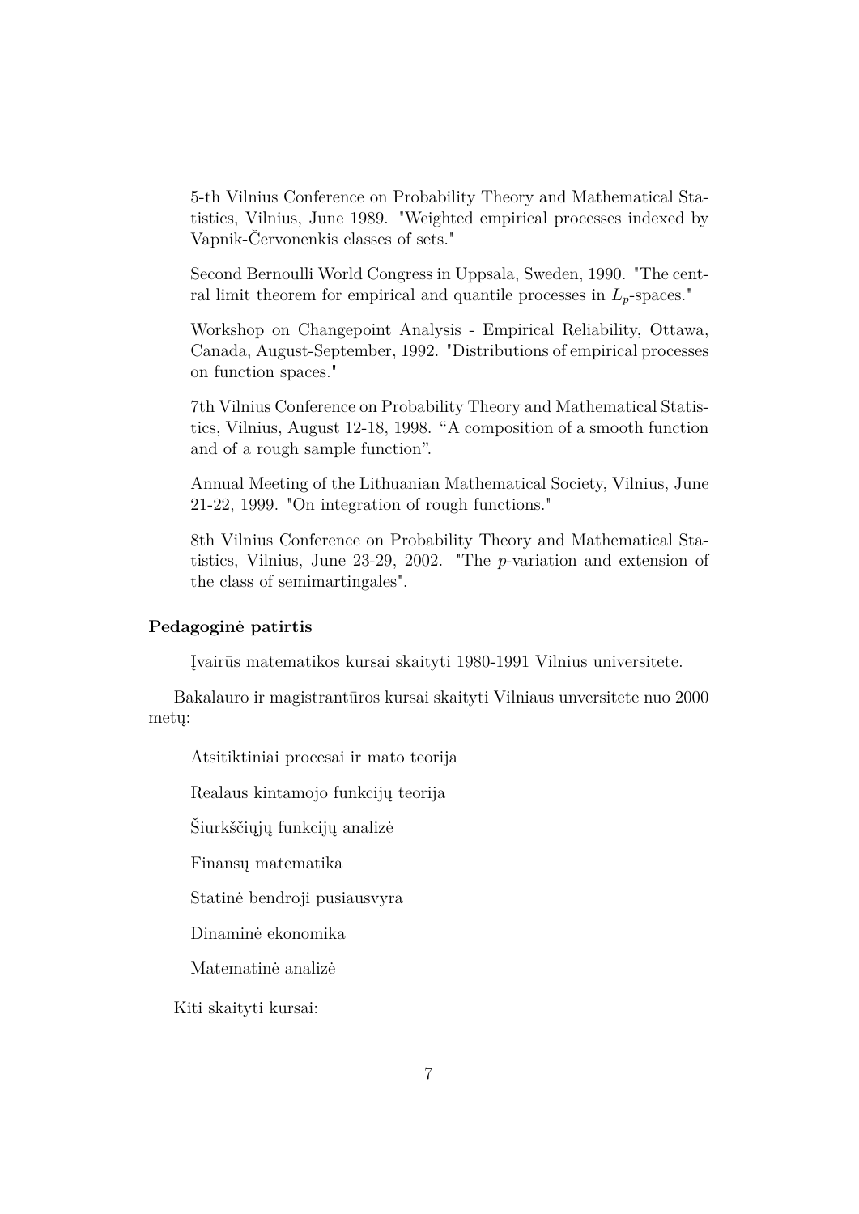5-th Vilnius Conference on Probability Theory and Mathematical Statistics, Vilnius, June 1989. "Weighted empirical processes indexed by Vapnik-Červonenkis classes of sets."

Second Bernoulli World Congress in Uppsala, Sweden, 1990. "The central limit theorem for empirical and quantile processes in $L_p$-spaces."

Workshop on Changepoint Analysis - Empirical Reliability, Ottawa, Canada, August-September, 1992. "Distributions of empirical processes on function spaces."

7th Vilnius Conference on Probability Theory and Mathematical Statistics, Vilnius, August 12-18, 1998. "A composition of a smooth function and of a rough sample function".

Annual Meeting of the Lithuanian Mathematical Society, Vilnius, June 21-22, 1999. "On integration of rough functions."

8th Vilnius Conference on Probability Theory and Mathematical Statistics, Vilnius, June 23-29, 2002. "The $p$-variation and extension of the class of semimartingales".

**Pedagoginė patirtis**

Įvairūs matematikos kursai skaityti 1980-1991 Vilnius universitete.

Bakalauro ir magistrantūros kursai skaityti Vilniaus unversitete nuo 2000 metų:

Atsitiktiniai procesai ir mato teorija

Realaus kintamojo funkcijų teorija

Šiurkščiųjų funkcijų analizė

Finansų matematika

Statinė bendroji pusiausvyra

Dinaminė ekonomika

Matematinė analizė

Kiti skaityti kursai: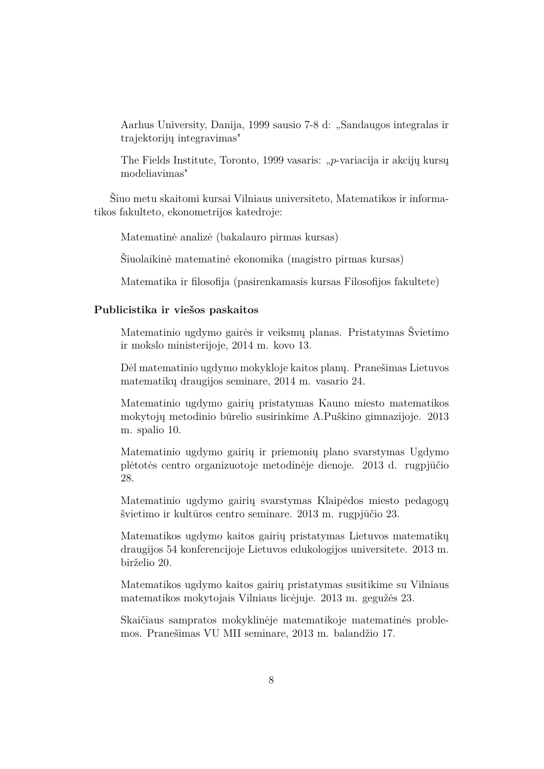Aarhus University, Danija, 1999 sausio 7-8 d: „Sandaugos integralas ir trajektorijų integravimas"

The Fields Institute, Toronto, 1999 vasaris: „$p$-variacija ir akcijų kursų modeliavimas"

Šiuo metu skaitomi kursai Vilniaus universiteto, Matematikos ir informatikos fakulteto, ekonometrijos katedroje:

Matematinė analizė (bakalauro pirmas kursas)

Šiuolaikinė matematinė ekonomika (magistro pirmas kursas)

Matematika ir filosofija (pasirenkamasis kursas Filosofijos fakultete)

### Publicistika ir viešos paskaitos

Matematinio ugdymo gairės ir veiksmų planas. Pristatymas Švietimo ir mokslo ministerijoje, 2014 m. kovo 13.

Dėl matematinio ugdymo mokykloje kaitos planų. Pranešimas Lietuvos matematikų draugijos seminare, 2014 m. vasario 24.

Matematinio ugdymo gairių pristatymas Kauno miesto matematikos mokytojų metodinio būrelio susirinkime A.Puškino gimnazijoje. 2013 m. spalio 10.

Matematinio ugdymo gairių ir priemonių plano svarstymas Ugdymo plėtotės centro organizuotoje metodinėje dienoje. 2013 d. rugpjūčio 28.

Matematinio ugdymo gairių svarstymas Klaipėdos miesto pedagogų švietimo ir kultūros centro seminare. 2013 m. rugpjūčio 23.

Matematikos ugdymo kaitos gairių pristatymas Lietuvos matematikų draugijos 54 konferencijoje Lietuvos edukologijos universitete. 2013 m. birželio 20.

Matematikos ugdymo kaitos gairių pristatymas susitikime su Vilniaus matematikos mokytojais Vilniaus licėjuje. 2013 m. gegužės 23.

Skaičiaus sampratos mokyklinėje matematikoje matematinės problemos. Pranešimas VU MII seminare, 2013 m. balandžio 17.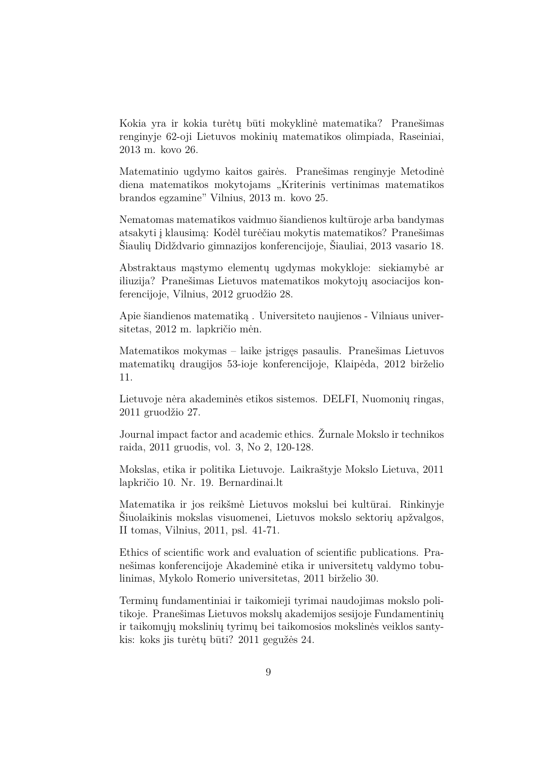Kokia yra ir kokia turėtų būti mokyklinė matematika? Pranešimas renginyje 62-oji Lietuvos mokinių matematikos olimpiada, Raseiniai, 2013 m. kovo 26.

Matematinio ugdymo kaitos gairės. Pranešimas renginyje Metodinė diena matematikos mokytojams „Kriterinis vertinimas matematikos brandos egzamine" Vilnius, 2013 m. kovo 25.

Nematomas matematikos vaidmuo šiandienos kultūroje arba bandymas atsakyti į klausimą: Kodėl turėčiau mokytis matematikos? Pranešimas Šiaulių Didždvario gimnazijos konferencijoje, Šiauliai, 2013 vasario 18.

Abstraktaus mąstymo elementų ugdymas mokykloje: siekiamybė ar iliuzija? Pranešimas Lietuvos matematikos mokytojų asociacijos konferencijoje, Vilnius, 2012 gruodžio 28.

Apie šiandienos matematiką . Universiteto naujienos - Vilniaus universitetas, 2012 m. lapkričio mėn.

Matematikos mokymas – laike įstrigęs pasaulis. Pranešimas Lietuvos matematikų draugijos 53-ioje konferencijoje, Klaipėda, 2012 birželio 11.

Lietuvoje nėra akademinės etikos sistemos. DELFI, Nuomonių ringas, 2011 gruodžio 27.

Journal impact factor and academic ethics. Žurnale Mokslo ir technikos raida, 2011 gruodis, vol. 3, No 2, 120-128.

Mokslas, etika ir politika Lietuvoje. Laikraštyje Mokslo Lietuva, 2011 lapkričio 10. Nr. 19. Bernardinai.lt

Matematika ir jos reikšmė Lietuvos mokslui bei kultūrai. Rinkinyje Šiuolaikinis mokslas visuomenei, Lietuvos mokslo sektorių apžvalgos, II tomas, Vilnius, 2011, psl. 41-71.

Ethics of scientific work and evaluation of scientific publications. Pranešimas konferencijoje Akademinė etika ir universitetų valdymo tobulinimas, Mykolo Romerio universitetas, 2011 birželio 30.

Terminų fundamentiniai ir taikomieji tyrimai naudojimas mokslo politikoje. Pranešimas Lietuvos mokslų akademijos sesijoje Fundamentinių ir taikomųjų mokslinių tyrimų bei taikomosios mokslinės veiklos santykis: koks jis turėtų būti? 2011 gegužės 24.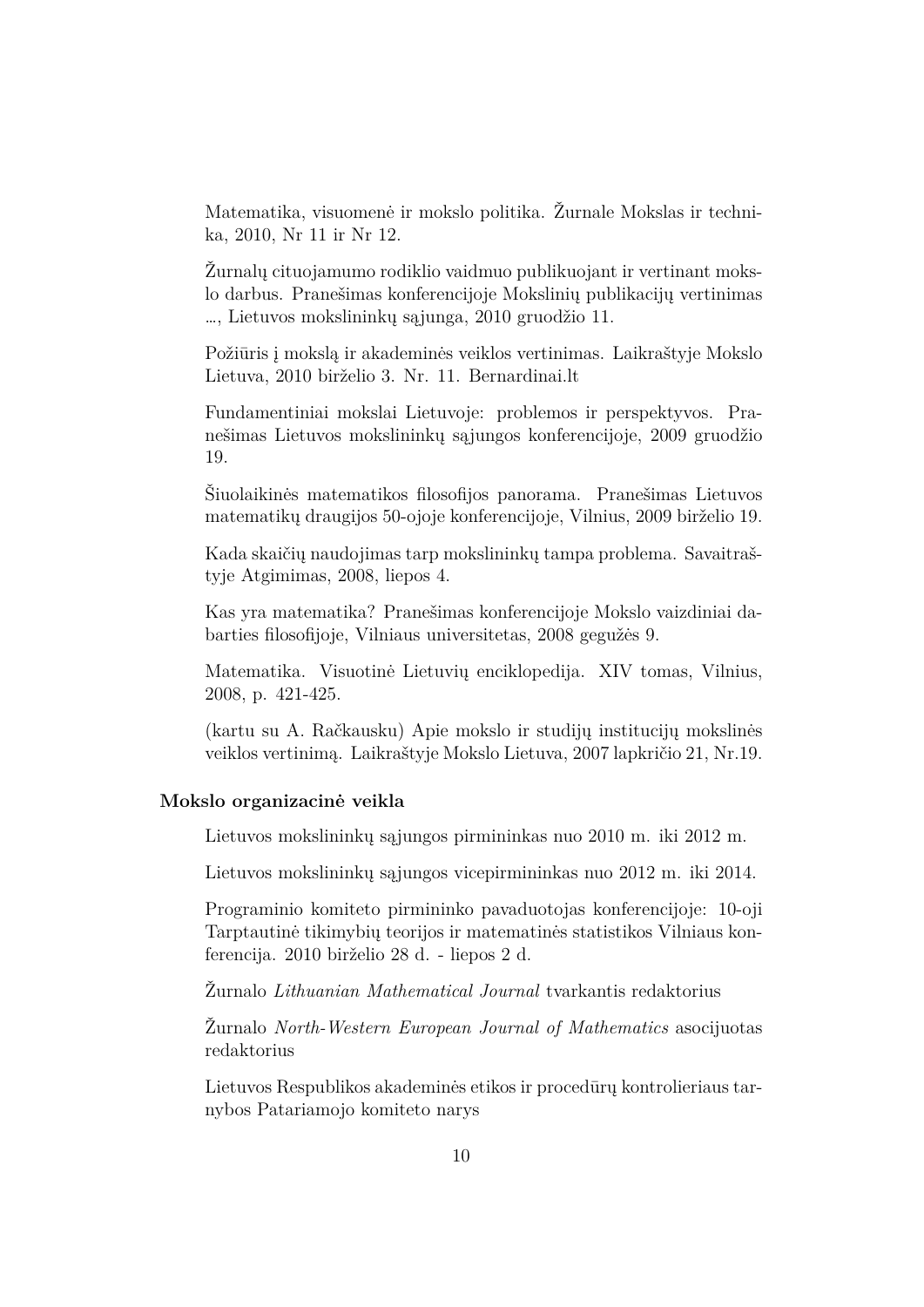Matematika, visuomenė ir mokslo politika. Žurnale Mokslas ir technika, 2010, Nr 11 ir Nr 12.

Žurnalų cituojamumo rodiklio vaidmuo publikuojant ir vertinant mokslo darbus. Pranešimas konferencijoje Mokslinių publikacijų vertinimas ..., Lietuvos mokslininkų sąjunga, 2010 gruodžio 11.

Požiūris į mokslą ir akademinės veiklos vertinimas. Laikraštyje Mokslo Lietuva, 2010 birželio 3. Nr. 11. Bernardinai.lt

Fundamentiniai mokslai Lietuvoje: problemos ir perspektyvos. Pranešimas Lietuvos mokslininkų sąjungos konferencijoje, 2009 gruodžio 19.

Šiuolaikinės matematikos filosofijos panorama. Pranešimas Lietuvos matematikų draugijos 50-ojoje konferencijoje, Vilnius, 2009 birželio 19.

Kada skaičių naudojimas tarp mokslininkų tampa problema. Savaitraštyje Atgimimas, 2008, liepos 4.

Kas yra matematika? Pranešimas konferencijoje Mokslo vaizdiniai dabarties filosofijoje, Vilniaus universitetas, 2008 gegužės 9.

Matematika. Visuotinė Lietuvių enciklopedija. XIV tomas, Vilnius, 2008, p. 421-425.

(kartu su A. Račkausku) Apie mokslo ir studijų institucijų mokslinės veiklos vertinimą. Laikraštyje Mokslo Lietuva, 2007 lapkričio 21, Nr.19.

### Mokslo organizacinė veikla

Lietuvos mokslininkų sąjungos pirmininkas nuo 2010 m. iki 2012 m.

Lietuvos mokslininkų sąjungos vicepirmininkas nuo 2012 m. iki 2014.

Programinio komiteto pirmininko pavaduotojas konferencijoje: 10-oji Tarptautinė tikimybių teorijos ir matematinės statistikos Vilniaus konferencija. 2010 birželio 28 d. - liepos 2 d.

Žurnalo *Lithuanian Mathematical Journal* tvarkantis redaktorius

Žurnalo *North-Western European Journal of Mathematics* asocijuotas redaktorius

Lietuvos Respublikos akademinės etikos ir procedūrų kontrolieriaus tarnybos Patariamojo komiteto narys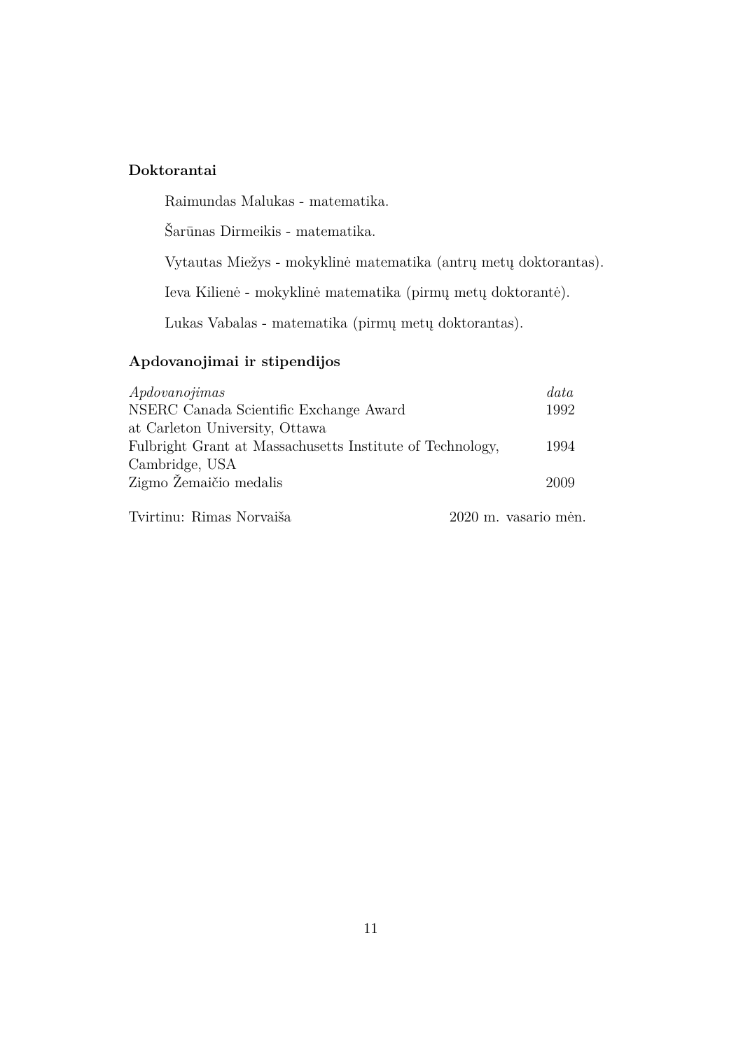**Doktorantai**

Raimundas Malukas - matematika.

Šarūnas Dirmeikis - matematika.

Vytautas Miežys - mokyklinė matematika (antrų metų doktorantas).

Ieva Kilienė - mokyklinė matematika (pirmų metų doktorantė).

Lukas Vabalas - matematika (pirmų metų doktorantas).

**Apdovanojimai ir stipendijos**

| *Apdovanojimas* | *data* |
| --- | --- |
| NSERC Canada Scientific Exchange Award at Carleton University, Ottawa | 1992 |
| Fulbright Grant at Massachusetts Institute of Technology, Cambridge, USA | 1994 |
| Zigmo Žemaičio medalis | 2009 |

Tvirtinu: Rimas Norvaiša 2020 m. vasario mėn.